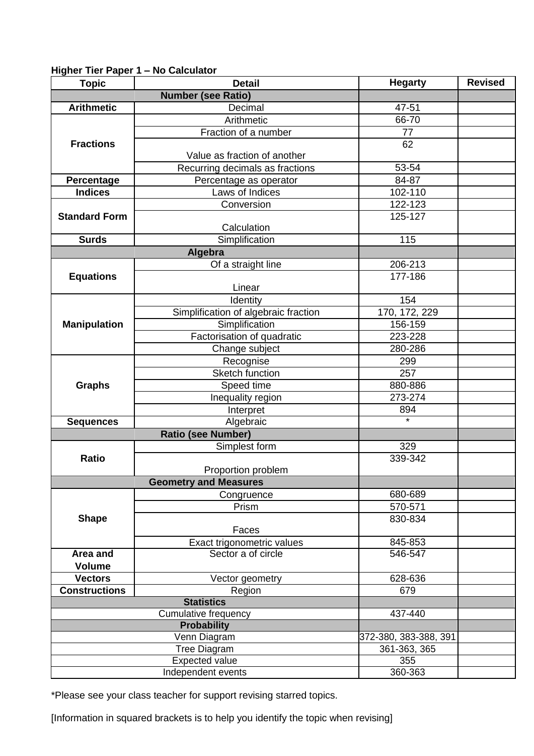**Higher Tier Paper 1 – No Calculator**

| Topic | Detail | Hegarty | Revised |
|---|---|---|---|
| **Number (see Ratio)** | | | |
| **Arithmetic** | Decimal | 47-51 | |
| **Fractions** | Arithmetic | 66-70 | |
| | Fraction of a number | 77 | |
| | Value as fraction of another | 62 | |
| | Recurring decimals as fractions | 53-54 | |
| **Percentage** | Percentage as operator | 84-87 | |
| **Indices** | Laws of Indices | 102-110 | |
| **Standard Form** | Conversion | 122-123 | |
| | Calculation | 125-127 | |
| **Surds** | Simplification | 115 | |
| **Algebra** | | | |
| **Equations** | Of a straight line | 206-213 | |
| | Linear | 177-186 | |
| **Manipulation** | Identity | 154 | |
| | Simplification of algebraic fraction | 170, 172, 229 | |
| | Simplification | 156-159 | |
| | Factorisation of quadratic | 223-228 | |
| | Change subject | 280-286 | |
| **Graphs** | Recognise | 299 | |
| | Sketch function | 257 | |
| | Speed time | 880-886 | |
| | Inequality region | 273-274 | |
| | Interpret | 894 | |
| **Sequences** | Algebraic | * | |
| **Ratio (see Number)** | | | |
| **Ratio** | Simplest form | 329 | |
| | Proportion problem | 339-342 | |
| **Geometry and Measures** | | | |
| **Shape** | Congruence | 680-689 | |
| | Prism | 570-571 | |
| | Faces | 830-834 | |
| | Exact trigonometric values | 845-853 | |
| **Area and Volume** | Sector a of circle | 546-547 | |
| **Vectors** | Vector geometry | 628-636 | |
| **Constructions** | Region | 679 | |
| **Statistics** | | | |
| Cumulative frequency | | 437-440 | |
| **Probability** | | | |
| Venn Diagram | | 372-380, 383-388, 391 | |
| Tree Diagram | | 361-363, 365 | |
| Expected value | | 355 | |
| Independent events | | 360-363 | |

*Please see your class teacher for support revising starred topics.

[Information in squared brackets is to help you identify the topic when revising]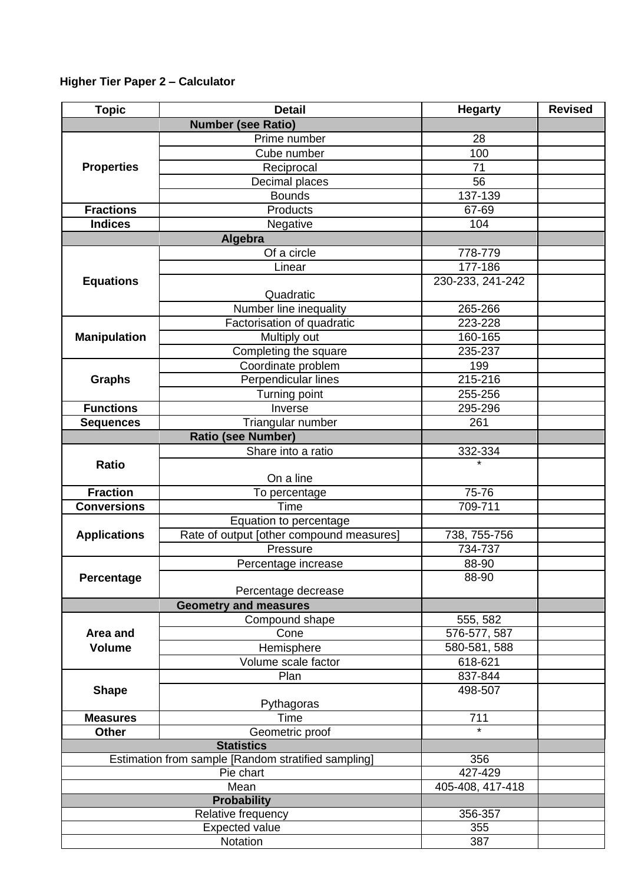**Higher Tier Paper 2 – Calculator**

| Topic | Detail | Hegarty | Revised |
|---|---|---|---|
| | **Number (see Ratio)** | | |
| **Properties** | Prime number | 28 | |
| | Cube number | 100 | |
| | Reciprocal | 71 | |
| | Decimal places | 56 | |
| | Bounds | 137-139 | |
| **Fractions** | Products | 67-69 | |
| **Indices** | Negative | 104 | |
| | **Algebra** | | |
| **Equations** | Of a circle | 778-779 | |
| | Linear | 177-186 | |
| | Quadratic | 230-233, 241-242 | |
| | Number line inequality | 265-266 | |
| **Manipulation** | Factorisation of quadratic | 223-228 | |
| | Multiply out | 160-165 | |
| | Completing the square | 235-237 | |
| **Graphs** | Coordinate problem | 199 | |
| | Perpendicular lines | 215-216 | |
| | Turning point | 255-256 | |
| **Functions** | Inverse | 295-296 | |
| **Sequences** | Triangular number | 261 | |
| | **Ratio (see Number)** | | |
| **Ratio** | Share into a ratio | 332-334 | |
| | On a line | * | |
| **Fraction** | To percentage | 75-76 | |
| **Conversions** | Time | 709-711 | |
| **Applications** | Equation to percentage | | |
| | Rate of output [other compound measures] | 738, 755-756 | |
| | Pressure | 734-737 | |
| **Percentage** | Percentage increase | 88-90 | |
| | Percentage decrease | 88-90 | |
| | **Geometry and measures** | | |
| **Area and Volume** | Compound shape | 555, 582 | |
| | Cone | 576-577, 587 | |
| | Hemisphere | 580-581, 588 | |
| | Volume scale factor | 618-621 | |
| **Shape** | Plan | 837-844 | |
| | Pythagoras | 498-507 | |
| **Measures** | Time | 711 | |
| **Other** | Geometric proof | * | |
| **Statistics** | | | |
| Estimation from sample [Random stratified sampling] | | 356 | |
| Pie chart | | 427-429 | |
| Mean | | 405-408, 417-418 | |
| **Probability** | | | |
| Relative frequency | | 356-357 | |
| Expected value | | 355 | |
| Notation | | 387 | |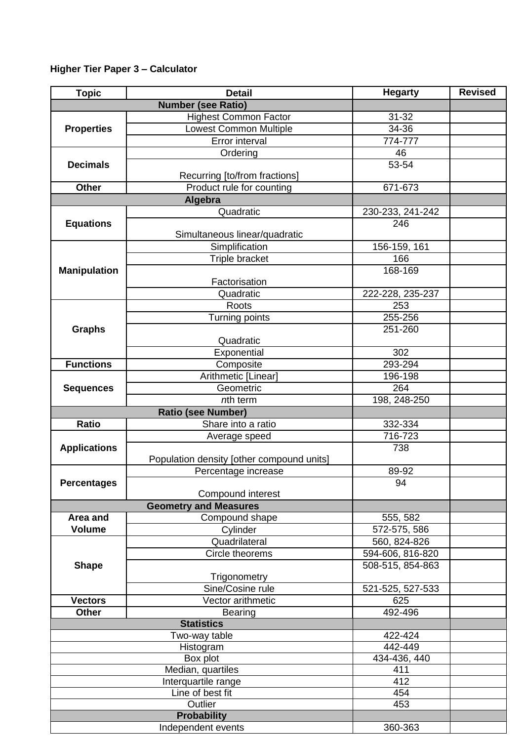**Higher Tier Paper 3 – Calculator**

| Topic | Detail | Hegarty | Revised |
|---|---|---|---|
| **Number (see Ratio)** | | | |
| **Properties** | Highest Common Factor | 31-32 | |
| | Lowest Common Multiple | 34-36 | |
| | Error interval | 774-777 | |
| **Decimals** | Ordering | 46 | |
| | Recurring [to/from fractions] | 53-54 | |
| **Other** | Product rule for counting | 671-673 | |
| **Algebra** | | | |
| **Equations** | Quadratic | 230-233, 241-242 | |
| | Simultaneous linear/quadratic | 246 | |
| **Manipulation** | Simplification | 156-159, 161 | |
| | Triple bracket | 166 | |
| | Factorisation | 168-169 | |
| | Quadratic | 222-228, 235-237 | |
| **Graphs** | Roots | 253 | |
| | Turning points | 255-256 | |
| | Quadratic | 251-260 | |
| | Exponential | 302 | |
| **Functions** | Composite | 293-294 | |
| **Sequences** | Arithmetic [Linear] | 196-198 | |
| | Geometric | 264 | |
| | *n*th term | 198, 248-250 | |
| **Ratio (see Number)** | | | |
| **Ratio** | Share into a ratio | 332-334 | |
| **Applications** | Average speed | 716-723 | |
| | Population density [other compound units] | 738 | |
| **Percentages** | Percentage increase | 89-92 | |
| | Compound interest | 94 | |
| **Geometry and Measures** | | | |
| **Area and Volume** | Compound shape | 555, 582 | |
| | Cylinder | 572-575, 586 | |
| **Shape** | Quadrilateral | 560, 824-826 | |
| | Circle theorems | 594-606, 816-820 | |
| | Trigonometry | 508-515, 854-863 | |
| | Sine/Cosine rule | 521-525, 527-533 | |
| **Vectors** | Vector arithmetic | 625 | |
| **Other** | Bearing | 492-496 | |
| **Statistics** | | | |
| Two-way table | | 422-424 | |
| Histogram | | 442-449 | |
| Box plot | | 434-436, 440 | |
| Median, quartiles | | 411 | |
| Interquartile range | | 412 | |
| Line of best fit | | 454 | |
| Outlier | | 453 | |
| **Probability** | | | |
| Independent events | | 360-363 | |